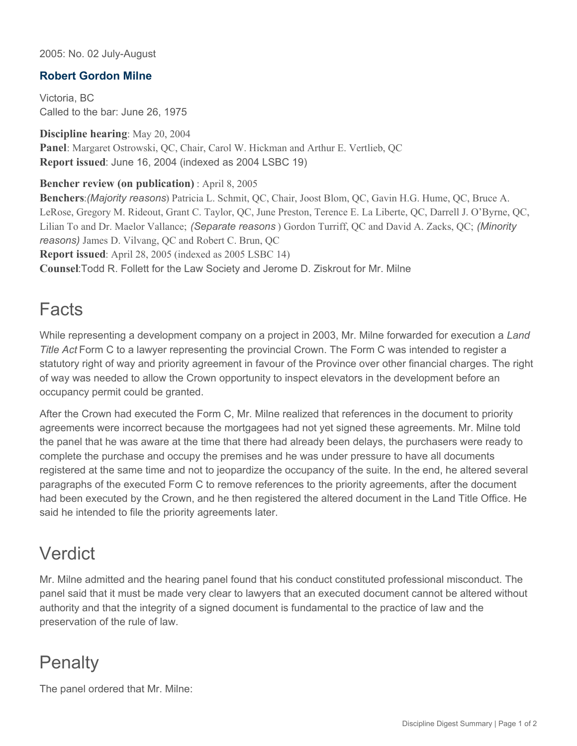2005: No. 02 July-August

## Robert Gordon Milne

Victoria, BC
Called to the bar: June 26, 1975

**Discipline hearing**: May 20, 2004
**Panel**: Margaret Ostrowski, QC, Chair, Carol W. Hickman and Arthur E. Vertlieb, QC
**Report issued**: June 16, 2004 (indexed as 2004 LSBC 19)

**Bencher review (on publication)** : April 8, 2005
**Benchers**:*(Majority reasons*) Patricia L. Schmit, QC, Chair, Joost Blom, QC, Gavin H.G. Hume, QC, Bruce A. LeRose, Gregory M. Rideout, Grant C. Taylor, QC, June Preston, Terence E. La Liberte, QC, Darrell J. O'Byrne, QC, Lilian To and Dr. Maelor Vallance; *(Separate reasons* ) Gordon Turriff, QC and David A. Zacks, QC; *(Minority reasons)* James D. Vilvang, QC and Robert C. Brun, QC
**Report issued**: April 28, 2005 (indexed as 2005 LSBC 14)
**Counsel**:Todd R. Follett for the Law Society and Jerome D. Ziskrout for Mr. Milne

# Facts

While representing a development company on a project in 2003, Mr. Milne forwarded for execution a *Land Title Act* Form C to a lawyer representing the provincial Crown. The Form C was intended to register a statutory right of way and priority agreement in favour of the Province over other financial charges. The right of way was needed to allow the Crown opportunity to inspect elevators in the development before an occupancy permit could be granted.

After the Crown had executed the Form C, Mr. Milne realized that references in the document to priority agreements were incorrect because the mortgagees had not yet signed these agreements. Mr. Milne told the panel that he was aware at the time that there had already been delays, the purchasers were ready to complete the purchase and occupy the premises and he was under pressure to have all documents registered at the same time and not to jeopardize the occupancy of the suite. In the end, he altered several paragraphs of the executed Form C to remove references to the priority agreements, after the document had been executed by the Crown, and he then registered the altered document in the Land Title Office. He said he intended to file the priority agreements later.

# Verdict

Mr. Milne admitted and the hearing panel found that his conduct constituted professional misconduct. The panel said that it must be made very clear to lawyers that an executed document cannot be altered without authority and that the integrity of a signed document is fundamental to the practice of law and the preservation of the rule of law.

# Penalty

The panel ordered that Mr. Milne: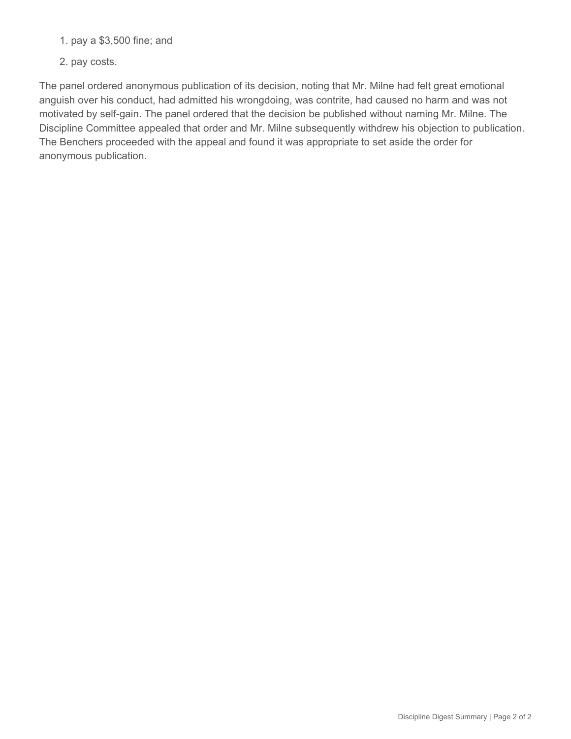1. pay a $3,500 fine; and
2. pay costs.

The panel ordered anonymous publication of its decision, noting that Mr. Milne had felt great emotional anguish over his conduct, had admitted his wrongdoing, was contrite, had caused no harm and was not motivated by self-gain. The panel ordered that the decision be published without naming Mr. Milne. The Discipline Committee appealed that order and Mr. Milne subsequently withdrew his objection to publication. The Benchers proceeded with the appeal and found it was appropriate to set aside the order for anonymous publication.